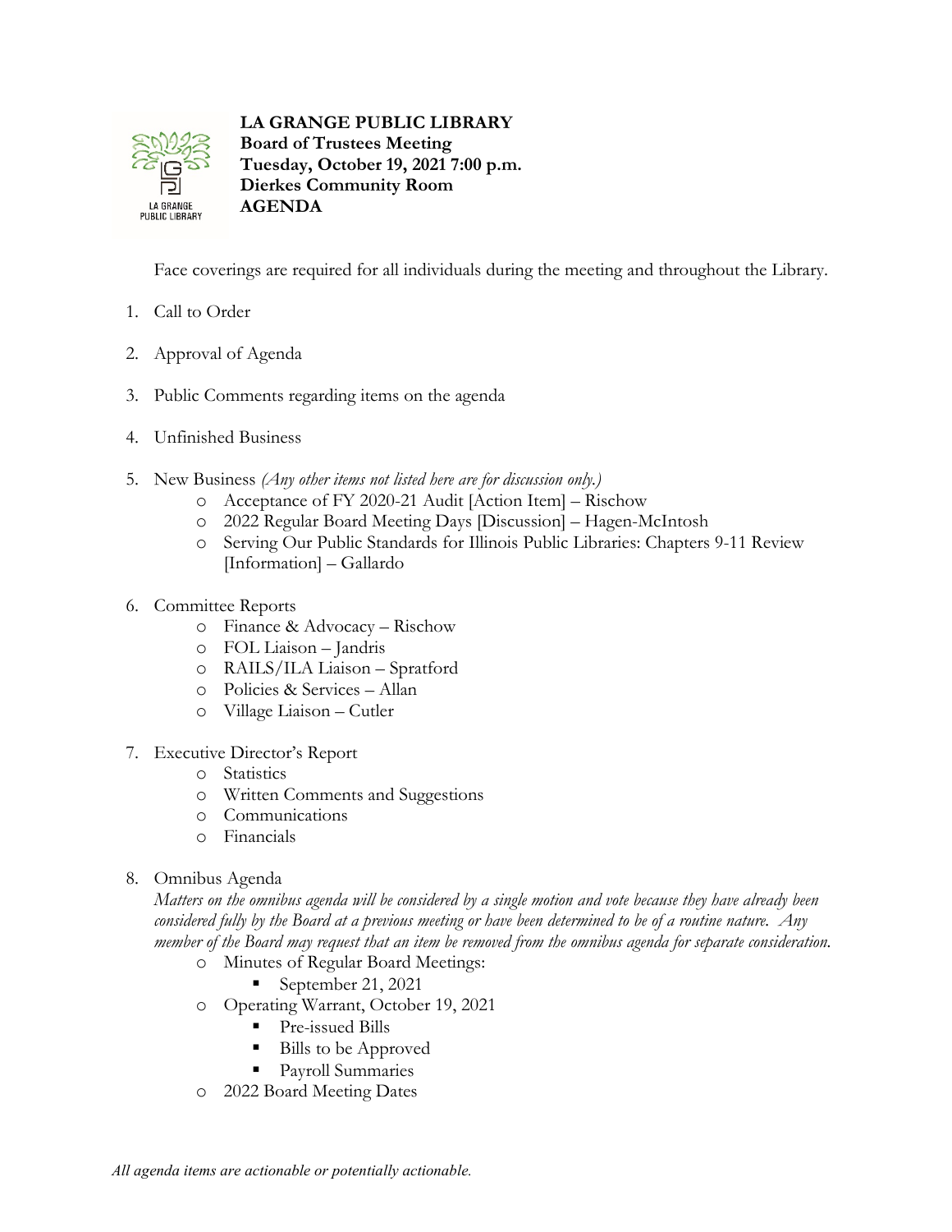**LA GRANGE PUBLIC LIBRARY**
**Board of Trustees Meeting**
**Tuesday, October 19, 2021 7:00 p.m.**
**Dierkes Community Room**
**AGENDA**

Face coverings are required for all individuals during the meeting and throughout the Library.

1. Call to Order
2. Approval of Agenda
3. Public Comments regarding items on the agenda
4. Unfinished Business
5. New Business *(Any other items not listed here are for discussion only.)*
    - Acceptance of FY 2020-21 Audit [Action Item] – Rischow
    - 2022 Regular Board Meeting Days [Discussion] – Hagen-McIntosh
    - Serving Our Public Standards for Illinois Public Libraries: Chapters 9-11 Review [Information] – Gallardo
6. Committee Reports
    - Finance & Advocacy – Rischow
    - FOL Liaison – Jandris
    - RAILS/ILA Liaison – Spratford
    - Policies & Services – Allan
    - Village Liaison – Cutler
7. Executive Director's Report
    - Statistics
    - Written Comments and Suggestions
    - Communications
    - Financials
8. Omnibus Agenda
   *Matters on the omnibus agenda will be considered by a single motion and vote because they have already been considered fully by the Board at a previous meeting or have been determined to be of a routine nature. Any member of the Board may request that an item be removed from the omnibus agenda for separate consideration.*
    - Minutes of Regular Board Meetings:
        - September 21, 2021
    - Operating Warrant, October 19, 2021
        - Pre-issued Bills
        - Bills to be Approved
        - Payroll Summaries
    - 2022 Board Meeting Dates

*All agenda items are actionable or potentially actionable.*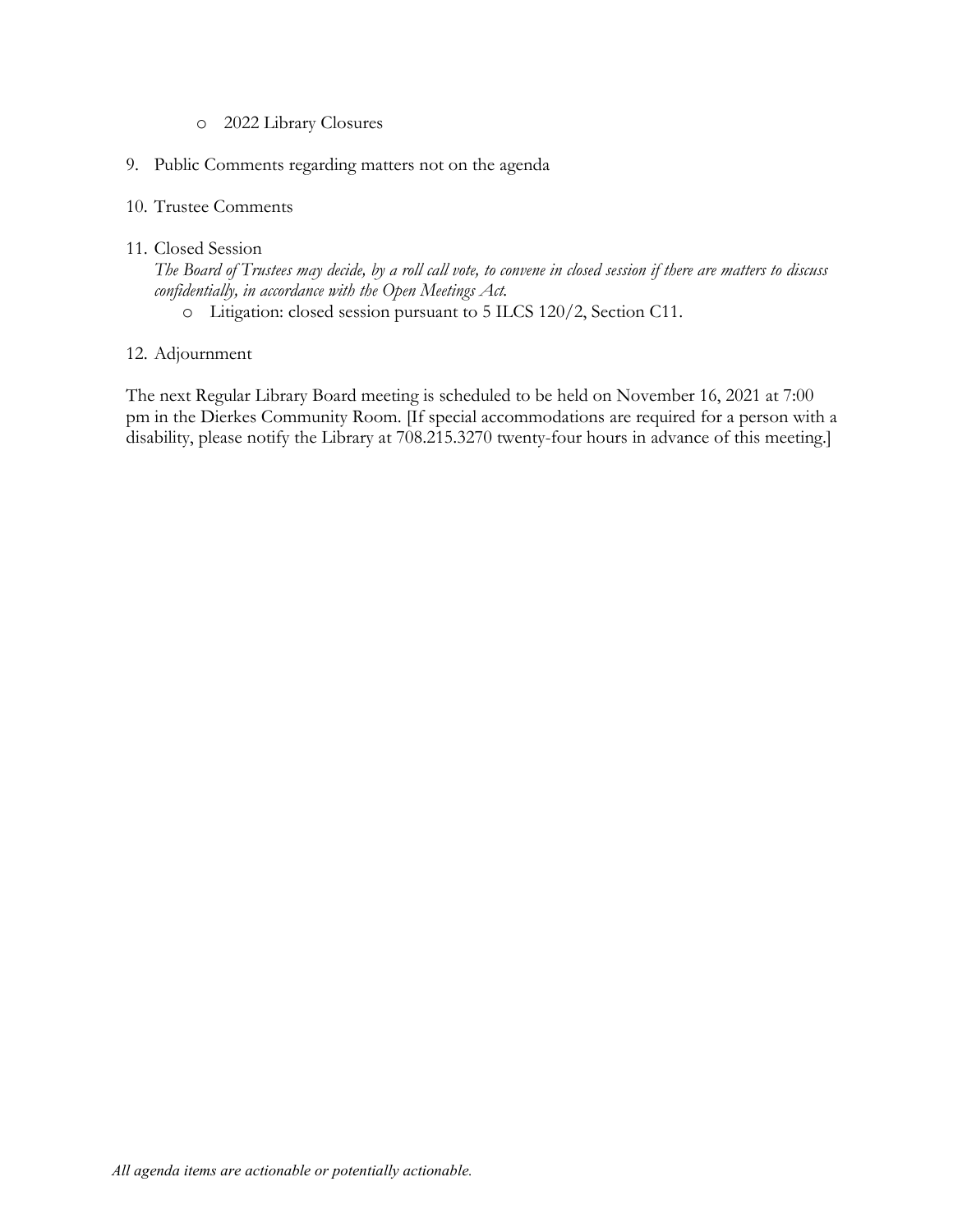- 2022 Library Closures

9. Public Comments regarding matters not on the agenda

10. Trustee Comments

11. Closed Session
    *The Board of Trustees may decide, by a roll call vote, to convene in closed session if there are matters to discuss confidentially, in accordance with the Open Meetings Act.*
    - Litigation: closed session pursuant to 5 ILCS 120/2, Section C11.

12. Adjournment

The next Regular Library Board meeting is scheduled to be held on November 16, 2021 at 7:00 pm in the Dierkes Community Room. [If special accommodations are required for a person with a disability, please notify the Library at 708.215.3270 twenty-four hours in advance of this meeting.]

*All agenda items are actionable or potentially actionable.*